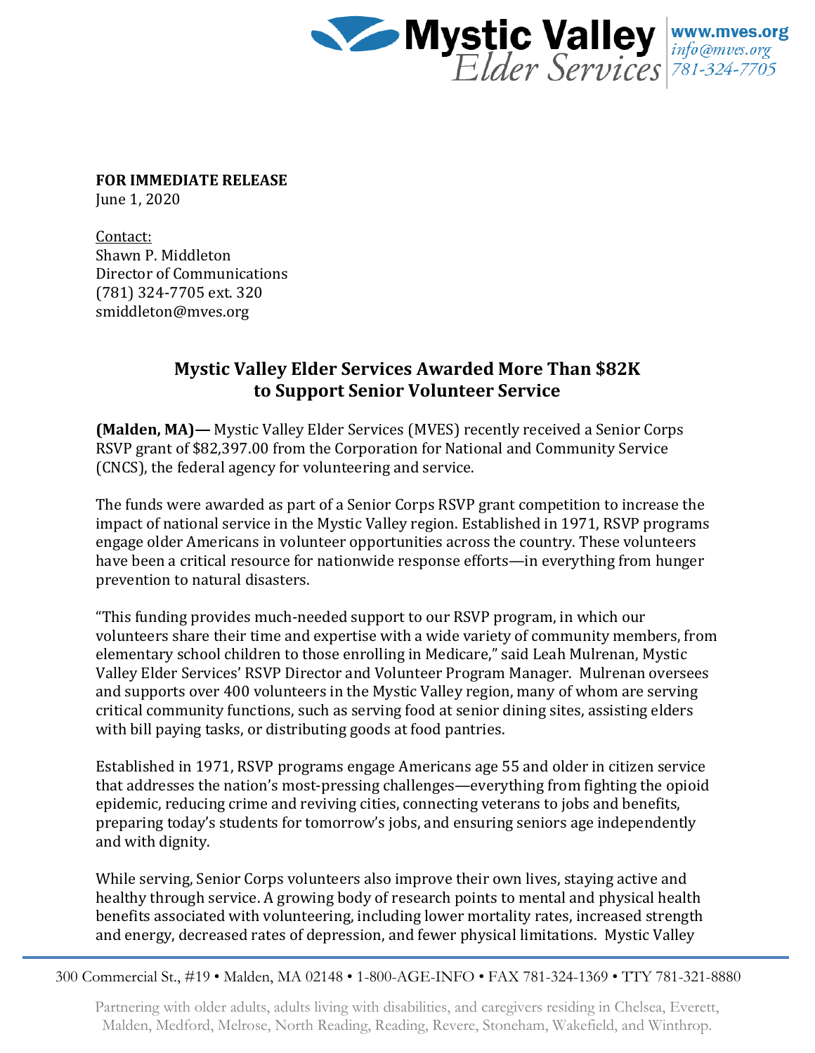Mystic Valley Elder Services | www.mves.org | info@mves.org | 781-324-7705

**FOR IMMEDIATE RELEASE**
June 1, 2020

Contact:
Shawn P. Middleton
Director of Communications
(781) 324-7705 ext. 320
smiddleton@mves.org

## Mystic Valley Elder Services Awarded More Than $82K to Support Senior Volunteer Service

**(Malden, MA)—** Mystic Valley Elder Services (MVES) recently received a Senior Corps RSVP grant of $82,397.00 from the Corporation for National and Community Service (CNCS), the federal agency for volunteering and service.

The funds were awarded as part of a Senior Corps RSVP grant competition to increase the impact of national service in the Mystic Valley region. Established in 1971, RSVP programs engage older Americans in volunteer opportunities across the country. These volunteers have been a critical resource for nationwide response efforts—in everything from hunger prevention to natural disasters.

"This funding provides much-needed support to our RSVP program, in which our volunteers share their time and expertise with a wide variety of community members, from elementary school children to those enrolling in Medicare," said Leah Mulrenan, Mystic Valley Elder Services' RSVP Director and Volunteer Program Manager. Mulrenan oversees and supports over 400 volunteers in the Mystic Valley region, many of whom are serving critical community functions, such as serving food at senior dining sites, assisting elders with bill paying tasks, or distributing goods at food pantries.

Established in 1971, RSVP programs engage Americans age 55 and older in citizen service that addresses the nation's most-pressing challenges—everything from fighting the opioid epidemic, reducing crime and reviving cities, connecting veterans to jobs and benefits, preparing today's students for tomorrow's jobs, and ensuring seniors age independently and with dignity.

While serving, Senior Corps volunteers also improve their own lives, staying active and healthy through service. A growing body of research points to mental and physical health benefits associated with volunteering, including lower mortality rates, increased strength and energy, decreased rates of depression, and fewer physical limitations. Mystic Valley

300 Commercial St., #19 • Malden, MA 02148 • 1-800-AGE-INFO • FAX 781-324-1369 • TTY 781-321-8880

Partnering with older adults, adults living with disabilities, and caregivers residing in Chelsea, Everett, Malden, Medford, Melrose, North Reading, Reading, Revere, Stoneham, Wakefield, and Winthrop.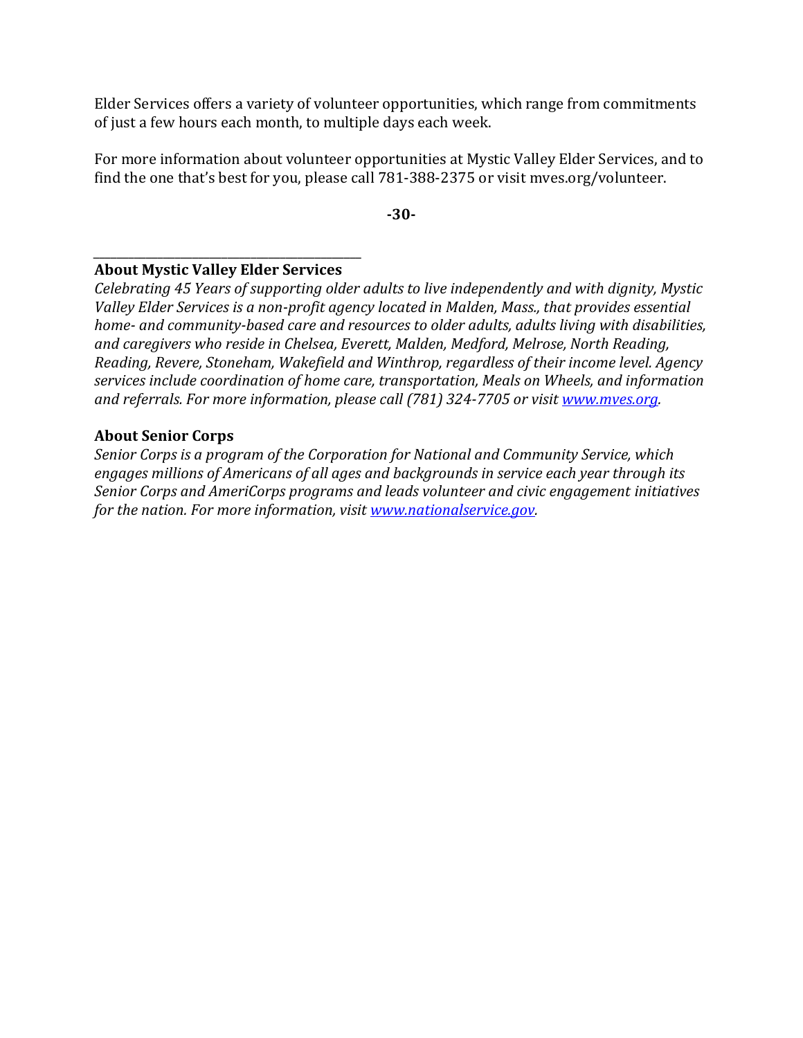Elder Services offers a variety of volunteer opportunities, which range from commitments of just a few hours each month, to multiple days each week.

For more information about volunteer opportunities at Mystic Valley Elder Services, and to find the one that's best for you, please call 781-388-2375 or visit mves.org/volunteer.

**-30-**

---

**About Mystic Valley Elder Services**

*Celebrating 45 Years of supporting older adults to live independently and with dignity, Mystic Valley Elder Services is a non-profit agency located in Malden, Mass., that provides essential home- and community-based care and resources to older adults, adults living with disabilities, and caregivers who reside in Chelsea, Everett, Malden, Medford, Melrose, North Reading, Reading, Revere, Stoneham, Wakefield and Winthrop, regardless of their income level. Agency services include coordination of home care, transportation, Meals on Wheels, and information and referrals. For more information, please call (781) 324-7705 or visit [www.mves.org](http://www.mves.org).*

**About Senior Corps**

*Senior Corps is a program of the Corporation for National and Community Service, which engages millions of Americans of all ages and backgrounds in service each year through its Senior Corps and AmeriCorps programs and leads volunteer and civic engagement initiatives for the nation. For more information, visit [www.nationalservice.gov](http://www.nationalservice.gov).*